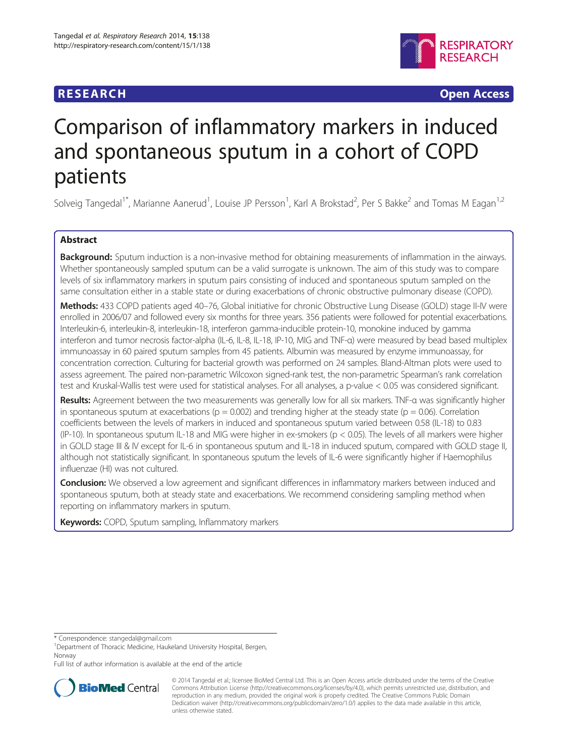**RESEARCH** **Open Access**

# Comparison of inflammatory markers in induced and spontaneous sputum in a cohort of COPD patients

Solveig Tangedal[1*], Marianne Aanerud[1], Louise JP Persson[1], Karl A Brokstad[2], Per S Bakke[2] and Tomas M Eagan[1,2]

## Abstract

**Background:** Sputum induction is a non-invasive method for obtaining measurements of inflammation in the airways. Whether spontaneously sampled sputum can be a valid surrogate is unknown. The aim of this study was to compare levels of six inflammatory markers in sputum pairs consisting of induced and spontaneous sputum sampled on the same consultation either in a stable state or during exacerbations of chronic obstructive pulmonary disease (COPD).

**Methods:** 433 COPD patients aged 40–76, Global initiative for chronic Obstructive Lung Disease (GOLD) stage II-IV were enrolled in 2006/07 and followed every six months for three years. 356 patients were followed for potential exacerbations. Interleukin-6, interleukin-8, interleukin-18, interferon gamma-inducible protein-10, monokine induced by gamma interferon and tumor necrosis factor-alpha (IL-6, IL-8, IL-18, IP-10, MIG and TNF-α) were measured by bead based multiplex immunoassay in 60 paired sputum samples from 45 patients. Albumin was measured by enzyme immunoassay, for concentration correction. Culturing for bacterial growth was performed on 24 samples. Bland-Altman plots were used to assess agreement. The paired non-parametric Wilcoxon signed-rank test, the non-parametric Spearman's rank correlation test and Kruskal-Wallis test were used for statistical analyses. For all analyses, a p-value < 0.05 was considered significant.

**Results:** Agreement between the two measurements was generally low for all six markers. TNF-α was significantly higher in spontaneous sputum at exacerbations (p = 0.002) and trending higher at the steady state (p = 0.06). Correlation coefficients between the levels of markers in induced and spontaneous sputum varied between 0.58 (IL-18) to 0.83 (IP-10). In spontaneous sputum IL-18 and MIG were higher in ex-smokers (p < 0.05). The levels of all markers were higher in GOLD stage III & IV except for IL-6 in spontaneous sputum and IL-18 in induced sputum, compared with GOLD stage II, although not statistically significant. In spontaneous sputum the levels of IL-6 were significantly higher if Haemophilus influenzae (HI) was not cultured.

**Conclusion:** We observed a low agreement and significant differences in inflammatory markers between induced and spontaneous sputum, both at steady state and exacerbations. We recommend considering sampling method when reporting on inflammatory markers in sputum.

**Keywords:** COPD, Sputum sampling, Inflammatory markers

---

* Correspondence: stangedal@gmail.com

[1]Department of Thoracic Medicine, Haukeland University Hospital, Bergen, Norway

Full list of author information is available at the end of the article

© 2014 Tangedal et al.; licensee BioMed Central Ltd. This is an Open Access article distributed under the terms of the Creative Commons Attribution License (http://creativecommons.org/licenses/by/4.0), which permits unrestricted use, distribution, and reproduction in any medium, provided the original work is properly credited. The Creative Commons Public Domain Dedication waiver (http://creativecommons.org/publicdomain/zero/1.0/) applies to the data made available in this article, unless otherwise stated.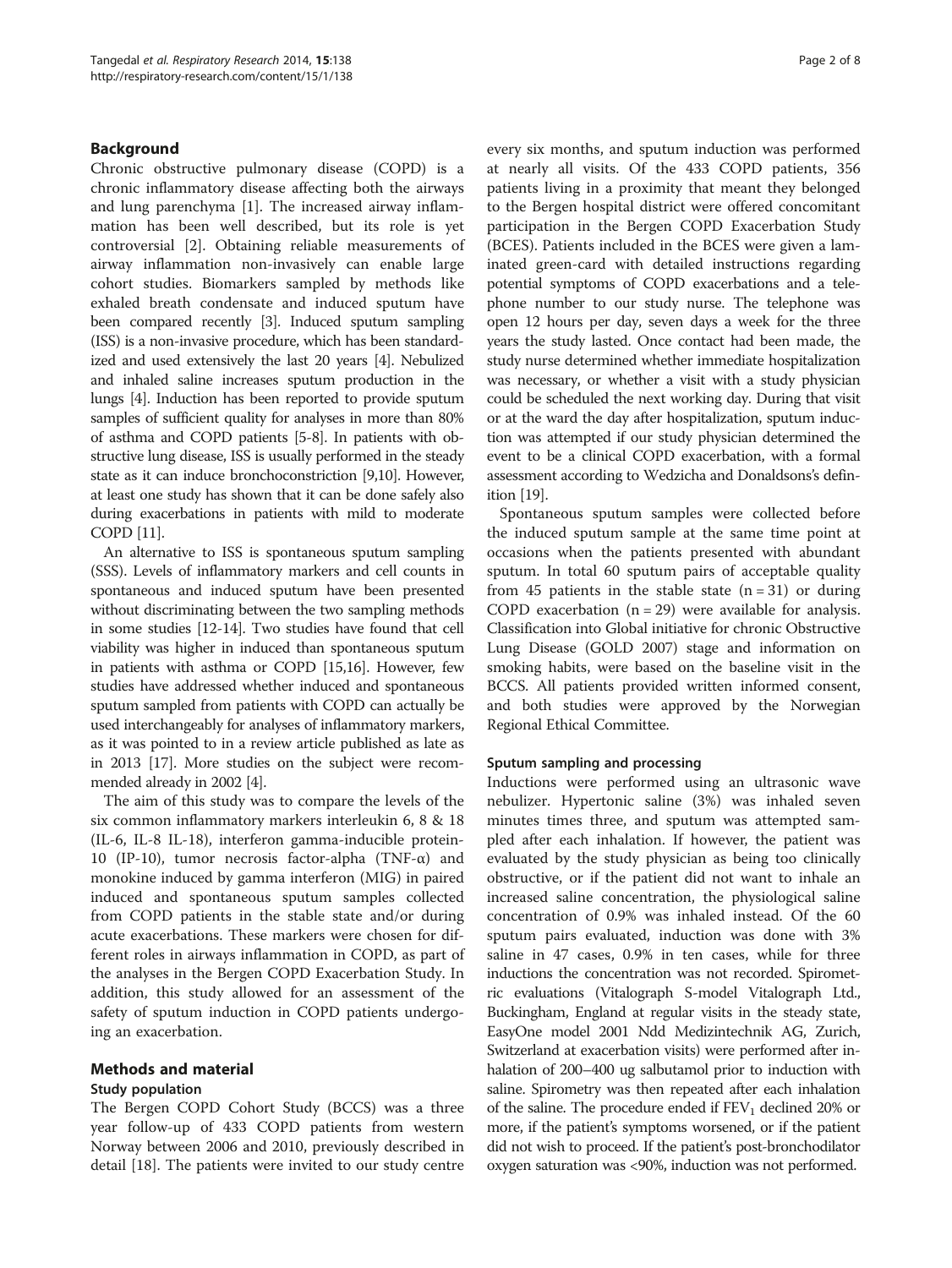## Background

Chronic obstructive pulmonary disease (COPD) is a chronic inflammatory disease affecting both the airways and lung parenchyma [1]. The increased airway inflammation has been well described, but its role is yet controversial [2]. Obtaining reliable measurements of airway inflammation non-invasively can enable large cohort studies. Biomarkers sampled by methods like exhaled breath condensate and induced sputum have been compared recently [3]. Induced sputum sampling (ISS) is a non-invasive procedure, which has been standardized and used extensively the last 20 years [4]. Nebulized and inhaled saline increases sputum production in the lungs [4]. Induction has been reported to provide sputum samples of sufficient quality for analyses in more than 80% of asthma and COPD patients [5-8]. In patients with obstructive lung disease, ISS is usually performed in the steady state as it can induce bronchoconstriction [9,10]. However, at least one study has shown that it can be done safely also during exacerbations in patients with mild to moderate COPD [11].

An alternative to ISS is spontaneous sputum sampling (SSS). Levels of inflammatory markers and cell counts in spontaneous and induced sputum have been presented without discriminating between the two sampling methods in some studies [12-14]. Two studies have found that cell viability was higher in induced than spontaneous sputum in patients with asthma or COPD [15,16]. However, few studies have addressed whether induced and spontaneous sputum sampled from patients with COPD can actually be used interchangeably for analyses of inflammatory markers, as it was pointed to in a review article published as late as in 2013 [17]. More studies on the subject were recommended already in 2002 [4].

The aim of this study was to compare the levels of the six common inflammatory markers interleukin 6, 8 & 18 (IL-6, IL-8 IL-18), interferon gamma-inducible protein-10 (IP-10), tumor necrosis factor-alpha (TNF-α) and monokine induced by gamma interferon (MIG) in paired induced and spontaneous sputum samples collected from COPD patients in the stable state and/or during acute exacerbations. These markers were chosen for different roles in airways inflammation in COPD, as part of the analyses in the Bergen COPD Exacerbation Study. In addition, this study allowed for an assessment of the safety of sputum induction in COPD patients undergoing an exacerbation.

## Methods and material

### Study population

The Bergen COPD Cohort Study (BCCS) was a three year follow-up of 433 COPD patients from western Norway between 2006 and 2010, previously described in detail [18]. The patients were invited to our study centre every six months, and sputum induction was performed at nearly all visits. Of the 433 COPD patients, 356 patients living in a proximity that meant they belonged to the Bergen hospital district were offered concomitant participation in the Bergen COPD Exacerbation Study (BCES). Patients included in the BCES were given a laminated green-card with detailed instructions regarding potential symptoms of COPD exacerbations and a telephone number to our study nurse. The telephone was open 12 hours per day, seven days a week for the three years the study lasted. Once contact had been made, the study nurse determined whether immediate hospitalization was necessary, or whether a visit with a study physician could be scheduled the next working day. During that visit or at the ward the day after hospitalization, sputum induction was attempted if our study physician determined the event to be a clinical COPD exacerbation, with a formal assessment according to Wedzicha and Donaldsons's definition [19].

Spontaneous sputum samples were collected before the induced sputum sample at the same time point at occasions when the patients presented with abundant sputum. In total 60 sputum pairs of acceptable quality from 45 patients in the stable state (n = 31) or during COPD exacerbation (n = 29) were available for analysis. Classification into Global initiative for chronic Obstructive Lung Disease (GOLD 2007) stage and information on smoking habits, were based on the baseline visit in the BCCS. All patients provided written informed consent, and both studies were approved by the Norwegian Regional Ethical Committee.

### Sputum sampling and processing

Inductions were performed using an ultrasonic wave nebulizer. Hypertonic saline (3%) was inhaled seven minutes times three, and sputum was attempted sampled after each inhalation. If however, the patient was evaluated by the study physician as being too clinically obstructive, or if the patient did not want to inhale an increased saline concentration, the physiological saline concentration of 0.9% was inhaled instead. Of the 60 sputum pairs evaluated, induction was done with 3% saline in 47 cases, 0.9% in ten cases, while for three inductions the concentration was not recorded. Spirometric evaluations (Vitalograph S-model Vitalograph Ltd., Buckingham, England at regular visits in the steady state, EasyOne model 2001 Ndd Medizintechnik AG, Zurich, Switzerland at exacerbation visits) were performed after inhalation of 200–400 ug salbutamol prior to induction with saline. Spirometry was then repeated after each inhalation of the saline. The procedure ended if $FEV_1$ declined 20% or more, if the patient's symptoms worsened, or if the patient did not wish to proceed. If the patient's post-bronchodilator oxygen saturation was <90%, induction was not performed.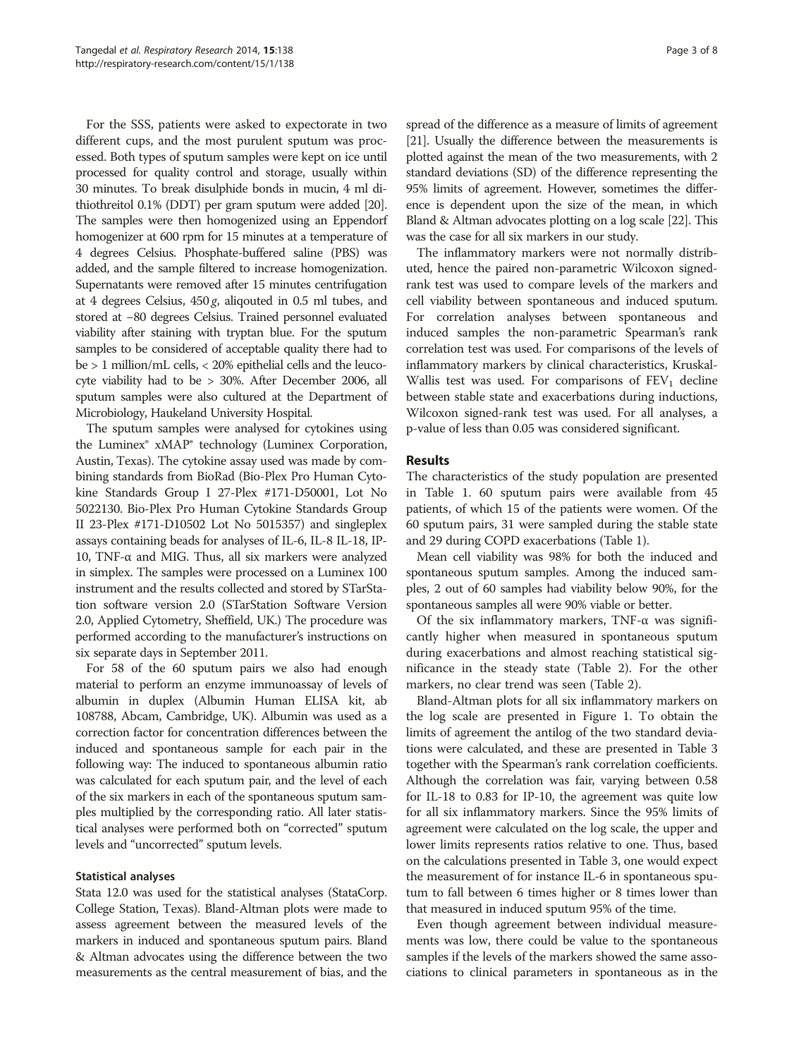For the SSS, patients were asked to expectorate in two different cups, and the most purulent sputum was processed. Both types of sputum samples were kept on ice until processed for quality control and storage, usually within 30 minutes. To break disulphide bonds in mucin, 4 ml dithiothreitol 0.1% (DDT) per gram sputum were added [20]. The samples were then homogenized using an Eppendorf homogenizer at 600 rpm for 15 minutes at a temperature of 4 degrees Celsius. Phosphate-buffered saline (PBS) was added, and the sample filtered to increase homogenization. Supernatants were removed after 15 minutes centrifugation at 4 degrees Celsius, 450 *g*, aliqouted in 0.5 ml tubes, and stored at −80 degrees Celsius. Trained personnel evaluated viability after staining with tryptan blue. For the sputum samples to be considered of acceptable quality there had to be > 1 million/mL cells, < 20% epithelial cells and the leucocyte viability had to be > 30%. After December 2006, all sputum samples were also cultured at the Department of Microbiology, Haukeland University Hospital.

The sputum samples were analysed for cytokines using the Luminex® xMAP® technology (Luminex Corporation, Austin, Texas). The cytokine assay used was made by combining standards from BioRad (Bio-Plex Pro Human Cytokine Standards Group I 27-Plex #171-D50001, Lot No 5022130. Bio-Plex Pro Human Cytokine Standards Group II 23-Plex #171-D10502 Lot No 5015357) and singleplex assays containing beads for analyses of IL-6, IL-8 IL-18, IP-10, TNF-α and MIG. Thus, all six markers were analyzed in simplex. The samples were processed on a Luminex 100 instrument and the results collected and stored by STarStation software version 2.0 (STarStation Software Version 2.0, Applied Cytometry, Sheffield, UK.) The procedure was performed according to the manufacturer's instructions on six separate days in September 2011.

For 58 of the 60 sputum pairs we also had enough material to perform an enzyme immunoassay of levels of albumin in duplex (Albumin Human ELISA kit, ab 108788, Abcam, Cambridge, UK). Albumin was used as a correction factor for concentration differences between the induced and spontaneous sample for each pair in the following way: The induced to spontaneous albumin ratio was calculated for each sputum pair, and the level of each of the six markers in each of the spontaneous sputum samples multiplied by the corresponding ratio. All later statistical analyses were performed both on "corrected" sputum levels and "uncorrected" sputum levels.

### Statistical analyses

Stata 12.0 was used for the statistical analyses (StataCorp. College Station, Texas). Bland-Altman plots were made to assess agreement between the measured levels of the markers in induced and spontaneous sputum pairs. Bland & Altman advocates using the difference between the two measurements as the central measurement of bias, and the spread of the difference as a measure of limits of agreement [21]. Usually the difference between the measurements is plotted against the mean of the two measurements, with 2 standard deviations (SD) of the difference representing the 95% limits of agreement. However, sometimes the difference is dependent upon the size of the mean, in which Bland & Altman advocates plotting on a log scale [22]. This was the case for all six markers in our study.

The inflammatory markers were not normally distributed, hence the paired non-parametric Wilcoxon signed-rank test was used to compare levels of the markers and cell viability between spontaneous and induced sputum. For correlation analyses between spontaneous and induced samples the non-parametric Spearman's rank correlation test was used. For comparisons of the levels of inflammatory markers by clinical characteristics, Kruskal-Wallis test was used. For comparisons of $FEV_1$ decline between stable state and exacerbations during inductions, Wilcoxon signed-rank test was used. For all analyses, a p-value of less than 0.05 was considered significant.

## Results

The characteristics of the study population are presented in Table 1. 60 sputum pairs were available from 45 patients, of which 15 of the patients were women. Of the 60 sputum pairs, 31 were sampled during the stable state and 29 during COPD exacerbations (Table 1).

Mean cell viability was 98% for both the induced and spontaneous sputum samples. Among the induced samples, 2 out of 60 samples had viability below 90%, for the spontaneous samples all were 90% viable or better.

Of the six inflammatory markers, TNF-α was significantly higher when measured in spontaneous sputum during exacerbations and almost reaching statistical significance in the steady state (Table 2). For the other markers, no clear trend was seen (Table 2).

Bland-Altman plots for all six inflammatory markers on the log scale are presented in Figure 1. To obtain the limits of agreement the antilog of the two standard deviations were calculated, and these are presented in Table 3 together with the Spearman's rank correlation coefficients. Although the correlation was fair, varying between 0.58 for IL-18 to 0.83 for IP-10, the agreement was quite low for all six inflammatory markers. Since the 95% limits of agreement were calculated on the log scale, the upper and lower limits represents ratios relative to one. Thus, based on the calculations presented in Table 3, one would expect the measurement of for instance IL-6 in spontaneous sputum to fall between 6 times higher or 8 times lower than that measured in induced sputum 95% of the time.

Even though agreement between individual measurements was low, there could be value to the spontaneous samples if the levels of the markers showed the same associations to clinical parameters in spontaneous as in the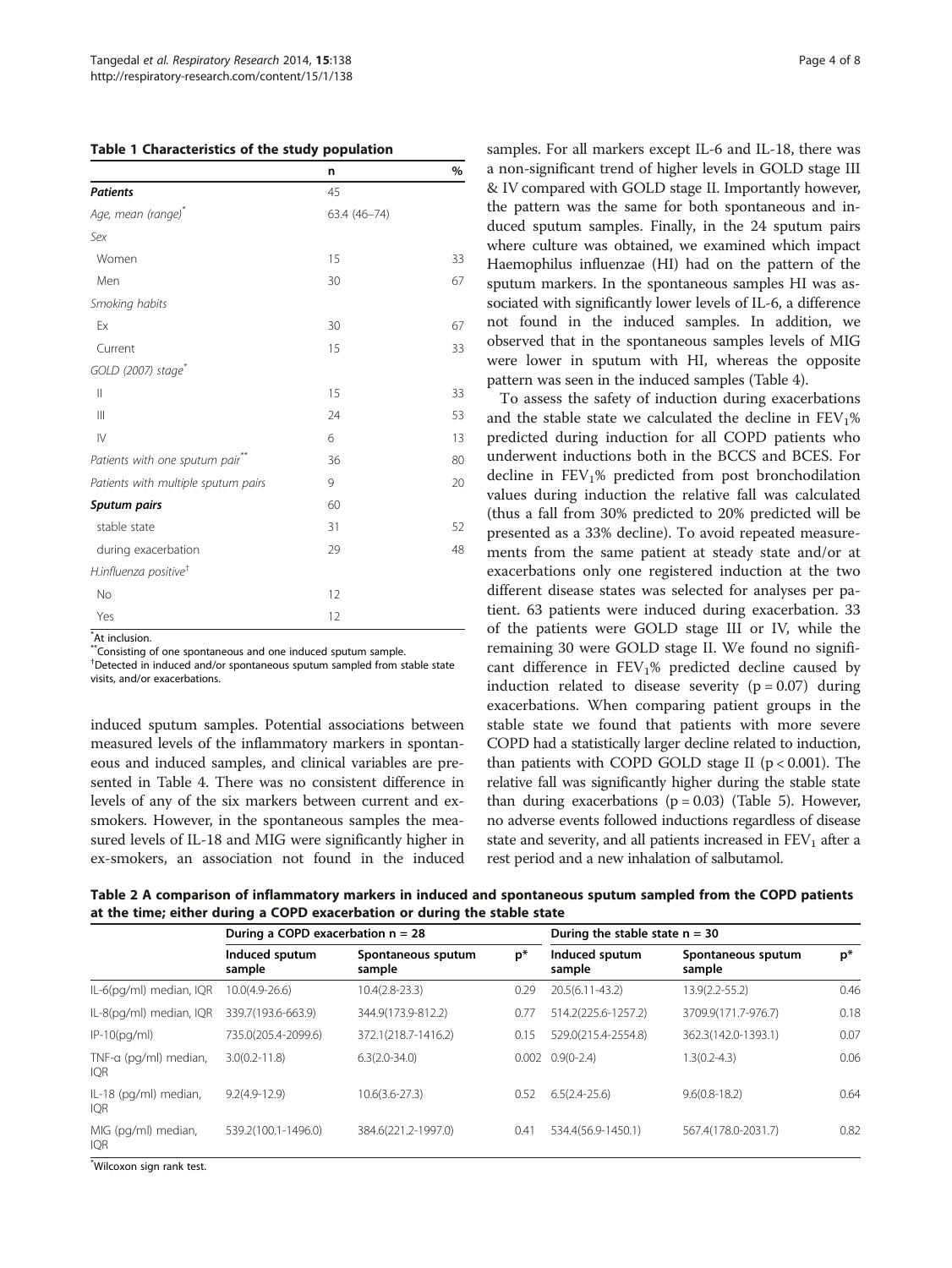**Table 1 Characteristics of the study population**

| | n | % |
|---|---|---|
| ***Patients*** | 45 | |
| *Age, mean (range)*[*] | 63.4 (46–74) | |
| *Sex* | | |
| Women | 15 | 33 |
| Men | 30 | 67 |
| *Smoking habits* | | |
| Ex | 30 | 67 |
| Current | 15 | 33 |
| *GOLD (2007) stage*[*] | | |
| II | 15 | 33 |
| III | 24 | 53 |
| IV | 6 | 13 |
| *Patients with one sputum pair*[**] | 36 | 80 |
| *Patients with multiple sputum pairs* | 9 | 20 |
| **Sputum pairs** | 60 | |
| stable state | 31 | 52 |
| during exacerbation | 29 | 48 |
| *H.influenza positive*[†] | | |
| No | 12 | |
| Yes | 12 | |

[*]At inclusion.
[**]Consisting of one spontaneous and one induced sputum sample.
[†]Detected in induced and/or spontaneous sputum sampled from stable state visits, and/or exacerbations.

induced sputum samples. Potential associations between measured levels of the inflammatory markers in spontaneous and induced samples, and clinical variables are presented in Table 4. There was no consistent difference in levels of any of the six markers between current and ex-smokers. However, in the spontaneous samples the measured levels of IL-18 and MIG were significantly higher in ex-smokers, an association not found in the induced samples. For all markers except IL-6 and IL-18, there was a non-significant trend of higher levels in GOLD stage III & IV compared with GOLD stage II. Importantly however, the pattern was the same for both spontaneous and induced sputum samples. Finally, in the 24 sputum pairs where culture was obtained, we examined which impact Haemophilus influenzae (HI) had on the pattern of the sputum markers. In the spontaneous samples HI was associated with significantly lower levels of IL-6, a difference not found in the induced samples. In addition, we observed that in the spontaneous samples levels of MIG were lower in sputum with HI, whereas the opposite pattern was seen in the induced samples (Table 4).

To assess the safety of induction during exacerbations and the stable state we calculated the decline in $FEV_1$% predicted during induction for all COPD patients who underwent inductions both in the BCCS and BCES. For decline in $FEV_1$% predicted from post bronchodilation values during induction the relative fall was calculated (thus a fall from 30% predicted to 20% predicted will be presented as a 33% decline). To avoid repeated measurements from the same patient at steady state and/or at exacerbations only one registered induction at the two different disease states was selected for analyses per patient. 63 patients were induced during exacerbation. 33 of the patients were GOLD stage III or IV, while the remaining 30 were GOLD stage II. We found no significant difference in $FEV_1$% predicted decline caused by induction related to disease severity ($p = 0.07$) during exacerbations. When comparing patient groups in the stable state we found that patients with more severe COPD had a statistically larger decline related to induction, than patients with COPD GOLD stage II ($p < 0.001$). The relative fall was significantly higher during the stable state than during exacerbations ($p = 0.03$) (Table 5). However, no adverse events followed inductions regardless of disease state and severity, and all patients increased in $FEV_1$ after a rest period and a new inhalation of salbutamol.

**Table 2 A comparison of inflammatory markers in induced and spontaneous sputum sampled from the COPD patients at the time; either during a COPD exacerbation or during the stable state**

| | During a COPD exacerbation n = 28 | | | During the stable state n = 30 | | |
|---|---|---|---|---|---|---|
| | Induced sputum sample | Spontaneous sputum sample | p* | Induced sputum sample | Spontaneous sputum sample | p* |
| IL-6(pg/ml) median, IQR | 10.0(4.9-26.6) | 10.4(2.8-23.3) | 0.29 | 20.5(6.11-43.2) | 13.9(2.2-55.2) | 0.46 |
| IL-8(pg/ml) median, IQR | 339.7(193.6-663.9) | 344.9(173.9-812.2) | 0.77 | 514.2(225.6-1257.2) | 3709.9(171.7-976.7) | 0.18 |
| IP-10(pg/ml) | 735.0(205.4-2099.6) | 372.1(218.7-1416.2) | 0.15 | 529.0(215.4-2554.8) | 362.3(142.0-1393.1) | 0.07 |
| TNF-α (pg/ml) median, IQR | 3.0(0.2-11.8) | 6.3(2.0-34.0) | 0.002 | 0.9(0-2.4) | 1.3(0.2-4.3) | 0.06 |
| IL-18 (pg/ml) median, IQR | 9.2(4.9-12.9) | 10.6(3.6-27.3) | 0.52 | 6.5(2.4-25.6) | 9.6(0.8-18.2) | 0.64 |
| MIG (pg/ml) median, IQR | 539.2(100.1-1496.0) | 384.6(221.2-1997.0) | 0.41 | 534.4(56.9-1450.1) | 567.4(178.0-2031.7) | 0.82 |

*Wilcoxon sign rank test.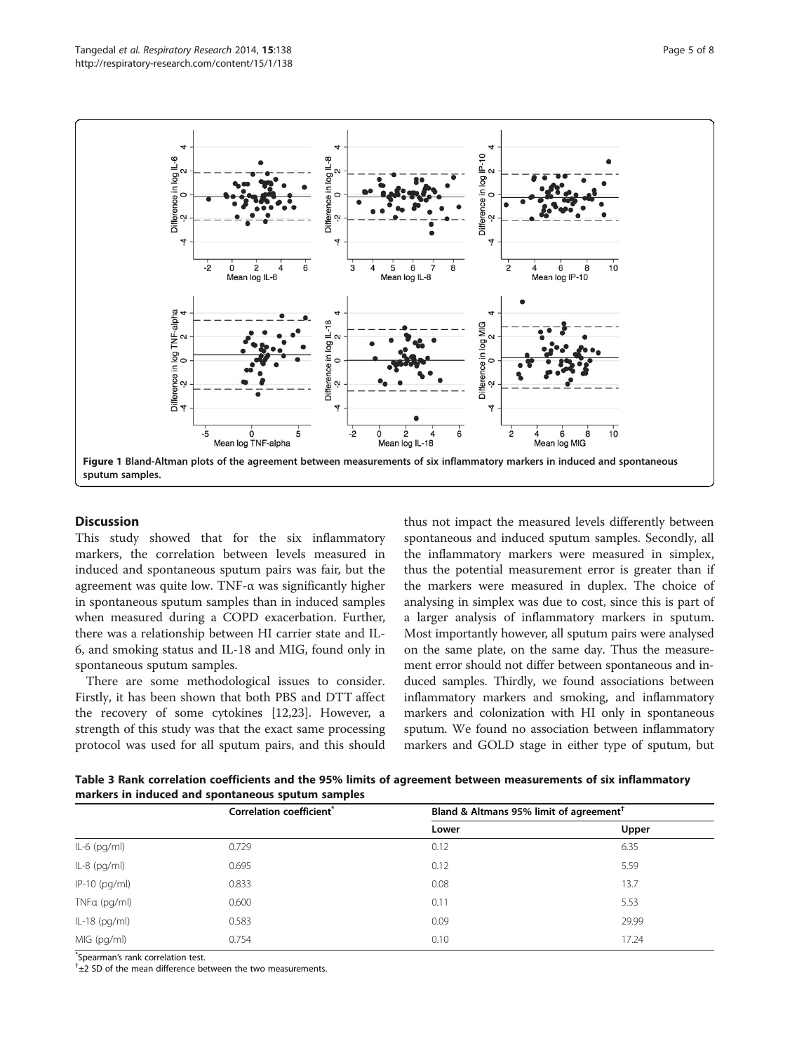Figure 1 Bland-Altman plots of the agreement between measurements of six inflammatory markers in induced and spontaneous sputum samples.

## Discussion

This study showed that for the six inflammatory markers, the correlation between levels measured in induced and spontaneous sputum pairs was fair, but the agreement was quite low. TNF-α was significantly higher in spontaneous sputum samples than in induced samples when measured during a COPD exacerbation. Further, there was a relationship between HI carrier state and IL-6, and smoking status and IL-18 and MIG, found only in spontaneous sputum samples.

There are some methodological issues to consider. Firstly, it has been shown that both PBS and DTT affect the recovery of some cytokines [12,23]. However, a strength of this study was that the exact same processing protocol was used for all sputum pairs, and this should thus not impact the measured levels differently between spontaneous and induced sputum samples. Secondly, all the inflammatory markers were measured in simplex, thus the potential measurement error is greater than if the markers were measured in duplex. The choice of analysing in simplex was due to cost, since this is part of a larger analysis of inflammatory markers in sputum. Most importantly however, all sputum pairs were analysed on the same plate, on the same day. Thus the measurement error should not differ between spontaneous and induced samples. Thirdly, we found associations between inflammatory markers and smoking, and inflammatory markers and colonization with HI only in spontaneous sputum. We found no association between inflammatory markers and GOLD stage in either type of sputum, but

**Table 3 Rank correlation coefficients and the 95% limits of agreement between measurements of six inflammatory markers in induced and spontaneous sputum samples**

| | Correlation coefficient* | Bland & Altmans 95% limit of agreement† | |
|---|---|---|---|
| | | Lower | Upper |
| IL-6 (pg/ml) | 0.729 | 0.12 | 6.35 |
| IL-8 (pg/ml) | 0.695 | 0.12 | 5.59 |
| IP-10 (pg/ml) | 0.833 | 0.08 | 13.7 |
| TNFα (pg/ml) | 0.600 | 0.11 | 5.53 |
| IL-18 (pg/ml) | 0.583 | 0.09 | 29.99 |
| MIG (pg/ml) | 0.754 | 0.10 | 17.24 |

*Spearman's rank correlation test.
†±2 SD of the mean difference between the two measurements.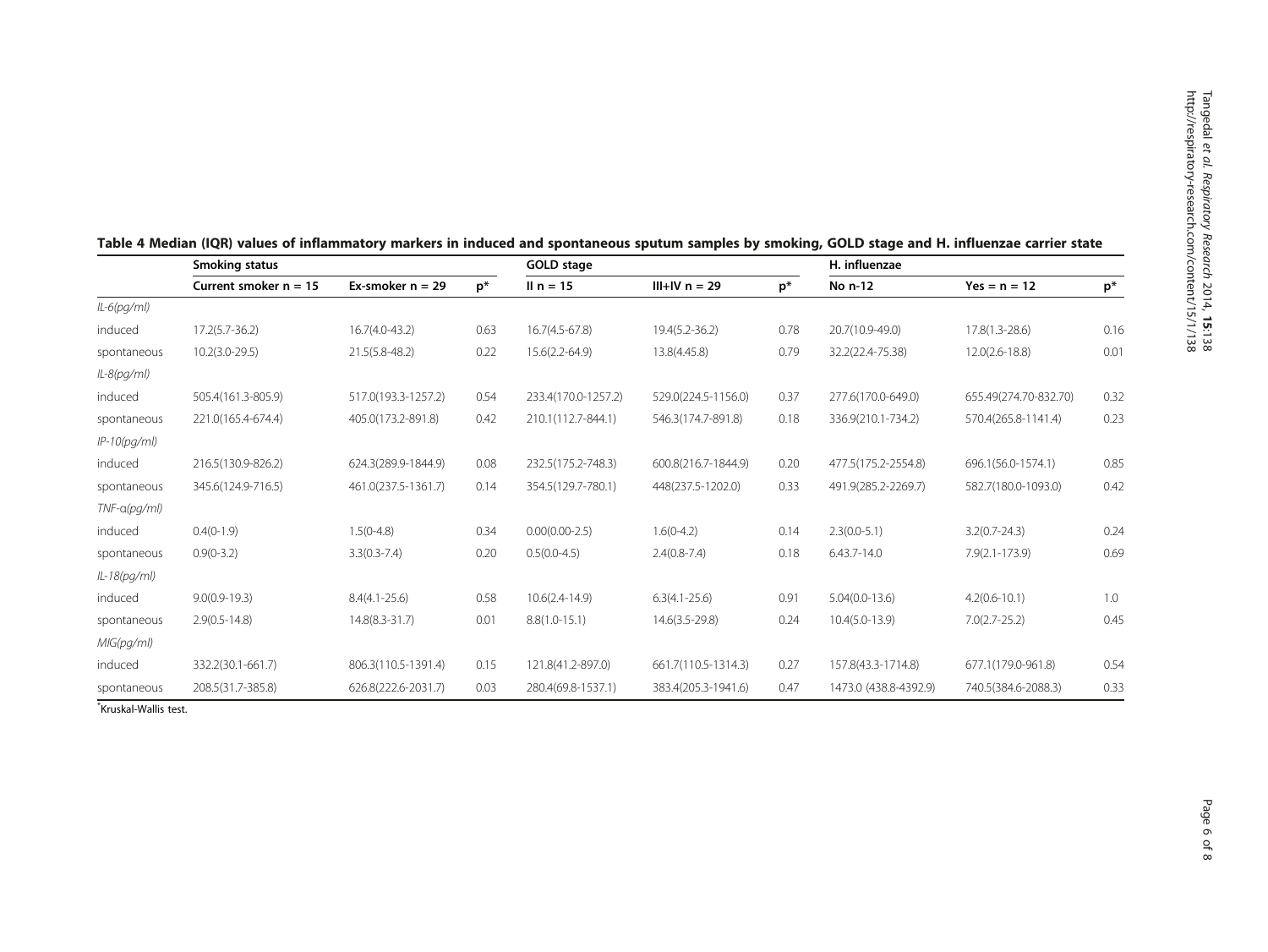**Table 4 Median (IQR) values of inflammatory markers in induced and spontaneous sputum samples by smoking, GOLD stage and H. influenzae carrier state**

| | Smoking status | | | GOLD stage | | | H. influenzae | | |
|---|---|---|---|---|---|---|---|---|---|
| | Current smoker n = 15 | Ex-smoker n = 29 | p* | II n = 15 | III+IV n = 29 | p* | No n-12 | Yes = n = 12 | p* |
| *IL-6(pg/ml)* | | | | | | | | | |
| induced | 17.2(5.7-36.2) | 16.7(4.0-43.2) | 0.63 | 16.7(4.5-67.8) | 19.4(5.2-36.2) | 0.78 | 20.7(10.9-49.0) | 17.8(1.3-28.6) | 0.16 |
| spontaneous | 10.2(3.0-29.5) | 21.5(5.8-48.2) | 0.22 | 15.6(2.2-64.9) | 13.8(4.45.8) | 0.79 | 32.2(22.4-75.38) | 12.0(2.6-18.8) | 0.01 |
| *IL-8(pg/ml)* | | | | | | | | | |
| induced | 505.4(161.3-805.9) | 517.0(193.3-1257.2) | 0.54 | 233.4(170.0-1257.2) | 529.0(224.5-1156.0) | 0.37 | 277.6(170.0-649.0) | 655.49(274.70-832.70) | 0.32 |
| spontaneous | 221.0(165.4-674.4) | 405.0(173.2-891.8) | 0.42 | 210.1(112.7-844.1) | 546.3(174.7-891.8) | 0.18 | 336.9(210.1-734.2) | 570.4(265.8-1141.4) | 0.23 |
| *IP-10(pg/ml)* | | | | | | | | | |
| induced | 216.5(130.9-826.2) | 624.3(289.9-1844.9) | 0.08 | 232.5(175.2-748.3) | 600.8(216.7-1844.9) | 0.20 | 477.5(175.2-2554.8) | 696.1(56.0-1574.1) | 0.85 |
| spontaneous | 345.6(124.9-716.5) | 461.0(237.5-1361.7) | 0.14 | 354.5(129.7-780.1) | 448(237.5-1202.0) | 0.33 | 491.9(285.2-2269.7) | 582.7(180.0-1093.0) | 0.42 |
| *TNF-α(pg/ml)* | | | | | | | | | |
| induced | 0.4(0-1.9) | 1.5(0-4.8) | 0.34 | 0.00(0.00-2.5) | 1.6(0-4.2) | 0.14 | 2.3(0.0-5.1) | 3.2(0.7-24.3) | 0.24 |
| spontaneous | 0.9(0-3.2) | 3.3(0.3-7.4) | 0.20 | 0.5(0.0-4.5) | 2.4(0.8-7.4) | 0.18 | 6.43.7-14.0 | 7.9(2.1-173.9) | 0.69 |
| *IL-18(pg/ml)* | | | | | | | | | |
| induced | 9.0(0.9-19.3) | 8.4(4.1-25.6) | 0.58 | 10.6(2.4-14.9) | 6.3(4.1-25.6) | 0.91 | 5.04(0.0-13.6) | 4.2(0.6-10.1) | 1.0 |
| spontaneous | 2.9(0.5-14.8) | 14.8(8.3-31.7) | 0.01 | 8.8(1.0-15.1) | 14.6(3.5-29.8) | 0.24 | 10.4(5.0-13.9) | 7.0(2.7-25.2) | 0.45 |
| *MIG(pg/ml)* | | | | | | | | | |
| induced | 332.2(30.1-661.7) | 806.3(110.5-1391.4) | 0.15 | 121.8(41.2-897.0) | 661.7(110.5-1314.3) | 0.27 | 157.8(43.3-1714.8) | 677.1(179.0-961.8) | 0.54 |
| spontaneous | 208.5(31.7-385.8) | 626.8(222.6-2031.7) | 0.03 | 280.4(69.8-1537.1) | 383.4(205.3-1941.6) | 0.47 | 1473.0 (438.8-4392.9) | 740.5(384.6-2088.3) | 0.33 |

*Kruskal-Wallis test.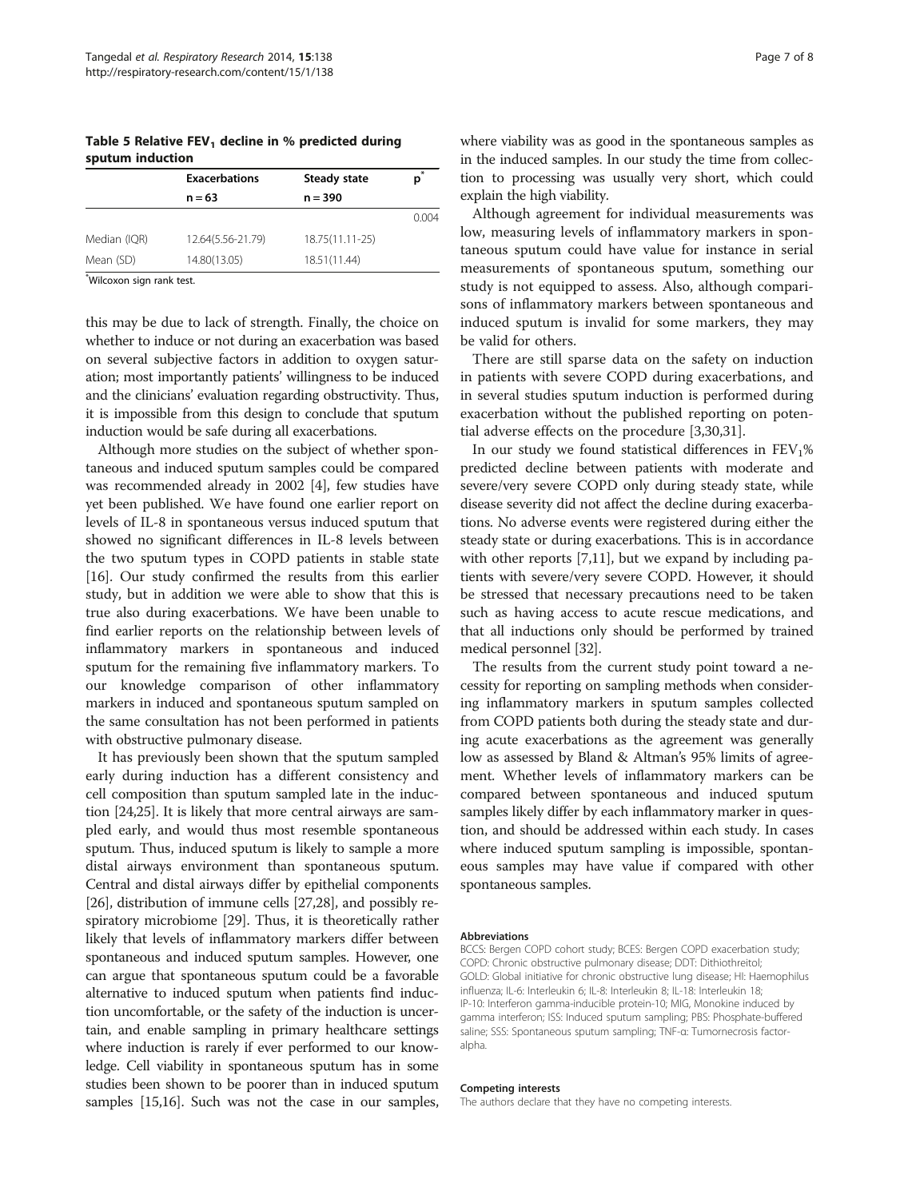**Table 5 Relative $FEV_1$ decline in % predicted during sputum induction**

| | Exacerbations | Steady state | p* |
|---|---|---|---|
| | n = 63 | n = 390 | |
| | | | 0.004 |
| Median (IQR) | 12.64(5.56-21.79) | 18.75(11.11-25) | |
| Mean (SD) | 14.80(13.05) | 18.51(11.44) | |

*Wilcoxon sign rank test.

this may be due to lack of strength. Finally, the choice on whether to induce or not during an exacerbation was based on several subjective factors in addition to oxygen saturation; most importantly patients' willingness to be induced and the clinicians' evaluation regarding obstructivity. Thus, it is impossible from this design to conclude that sputum induction would be safe during all exacerbations.

Although more studies on the subject of whether spontaneous and induced sputum samples could be compared was recommended already in 2002 [4], few studies have yet been published. We have found one earlier report on levels of IL-8 in spontaneous versus induced sputum that showed no significant differences in IL-8 levels between the two sputum types in COPD patients in stable state [16]. Our study confirmed the results from this earlier study, but in addition we were able to show that this is true also during exacerbations. We have been unable to find earlier reports on the relationship between levels of inflammatory markers in spontaneous and induced sputum for the remaining five inflammatory markers. To our knowledge comparison of other inflammatory markers in induced and spontaneous sputum sampled on the same consultation has not been performed in patients with obstructive pulmonary disease.

It has previously been shown that the sputum sampled early during induction has a different consistency and cell composition than sputum sampled late in the induction [24,25]. It is likely that more central airways are sampled early, and would thus most resemble spontaneous sputum. Thus, induced sputum is likely to sample a more distal airways environment than spontaneous sputum. Central and distal airways differ by epithelial components [26], distribution of immune cells [27,28], and possibly respiratory microbiome [29]. Thus, it is theoretically rather likely that levels of inflammatory markers differ between spontaneous and induced sputum samples. However, one can argue that spontaneous sputum could be a favorable alternative to induced sputum when patients find induction uncomfortable, or the safety of the induction is uncertain, and enable sampling in primary healthcare settings where induction is rarely if ever performed to our knowledge. Cell viability in spontaneous sputum has in some studies been shown to be poorer than in induced sputum samples [15,16]. Such was not the case in our samples, where viability was as good in the spontaneous samples as in the induced samples. In our study the time from collection to processing was usually very short, which could explain the high viability.

Although agreement for individual measurements was low, measuring levels of inflammatory markers in spontaneous sputum could have value for instance in serial measurements of spontaneous sputum, something our study is not equipped to assess. Also, although comparisons of inflammatory markers between spontaneous and induced sputum is invalid for some markers, they may be valid for others.

There are still sparse data on the safety on induction in patients with severe COPD during exacerbations, and in several studies sputum induction is performed during exacerbation without the published reporting on potential adverse effects on the procedure [3,30,31].

In our study we found statistical differences in $FEV_1$% predicted decline between patients with moderate and severe/very severe COPD only during steady state, while disease severity did not affect the decline during exacerbations. No adverse events were registered during either the steady state or during exacerbations. This is in accordance with other reports [7,11], but we expand by including patients with severe/very severe COPD. However, it should be stressed that necessary precautions need to be taken such as having access to acute rescue medications, and that all inductions only should be performed by trained medical personnel [32].

The results from the current study point toward a necessity for reporting on sampling methods when considering inflammatory markers in sputum samples collected from COPD patients both during the steady state and during acute exacerbations as the agreement was generally low as assessed by Bland & Altman's 95% limits of agreement. Whether levels of inflammatory markers can be compared between spontaneous and induced sputum samples likely differ by each inflammatory marker in question, and should be addressed within each study. In cases where induced sputum sampling is impossible, spontaneous samples may have value if compared with other spontaneous samples.

#### Abbreviations

BCCS: Bergen COPD cohort study; BCES: Bergen COPD exacerbation study; COPD: Chronic obstructive pulmonary disease; DDT: Dithiothreitol; GOLD: Global initiative for chronic obstructive lung disease; HI: Haemophilus influenza; IL-6: Interleukin 6; IL-8: Interleukin 8; IL-18: Interleukin 18; IP-10: Interferon gamma-inducible protein-10; MIG, Monokine induced by gamma interferon; ISS: Induced sputum sampling; PBS: Phosphate-buffered saline; SSS: Spontaneous sputum sampling; TNF-α: Tumornecrosis factor-alpha.

#### Competing interests

The authors declare that they have no competing interests.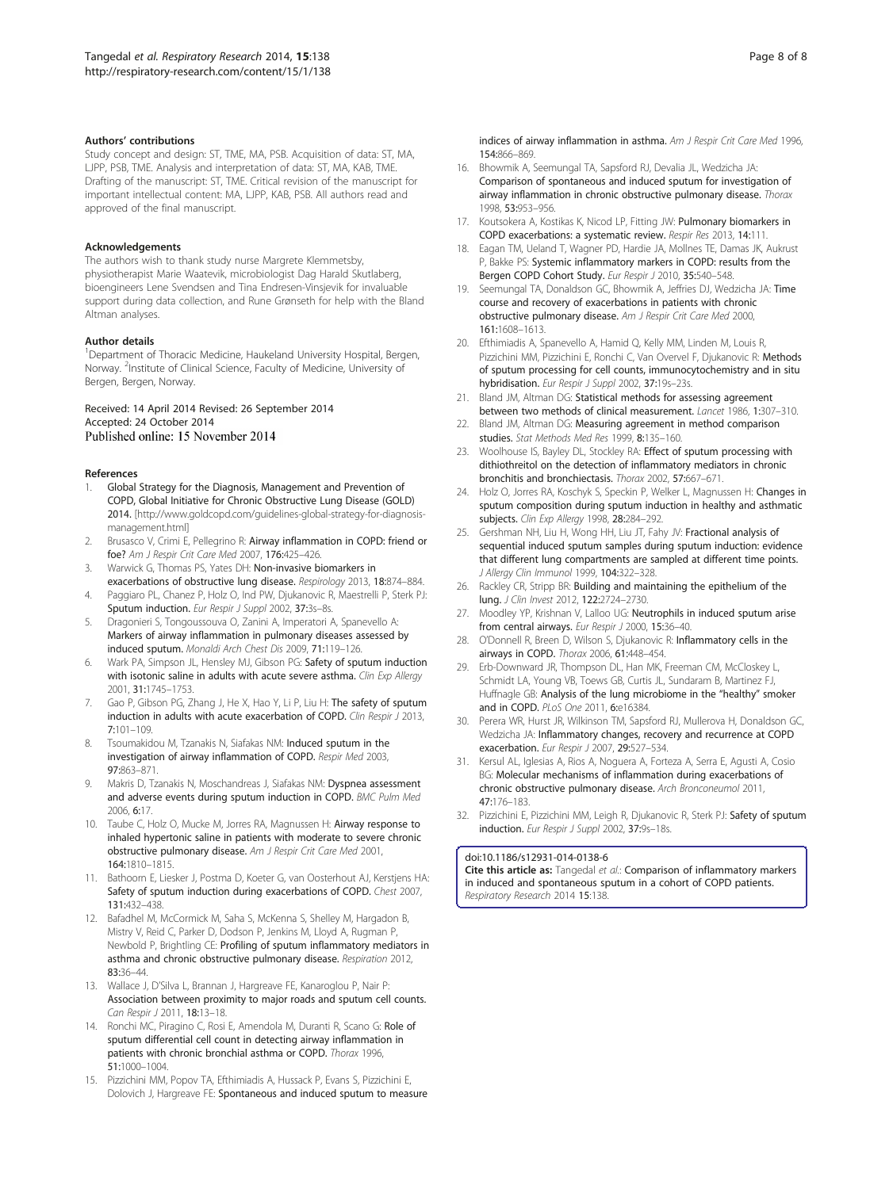### Authors' contributions

Study concept and design: ST, TME, MA, PSB. Acquisition of data: ST, MA, LJPP, PSB, TME. Analysis and interpretation of data: ST, MA, KAB, TME. Drafting of the manuscript: ST, TME. Critical revision of the manuscript for important intellectual content: MA, LJPP, KAB, PSB. All authors read and approved of the final manuscript.

### Acknowledgements

The authors wish to thank study nurse Margrete Klemmetsby, physiotherapist Marie Waatevik, microbiologist Dag Harald Skutlaberg, bioengineers Lene Svendsen and Tina Endresen-Vinsjevik for invaluable support during data collection, and Rune Grønseth for help with the Bland Altman analyses.

### Author details

[1]Department of Thoracic Medicine, Haukeland University Hospital, Bergen, Norway. [2]Institute of Clinical Science, Faculty of Medicine, University of Bergen, Bergen, Norway.

Received: 14 April 2014 Revised: 26 September 2014
Accepted: 24 October 2014
Published online: 15 November 2014

### References

1. Global Strategy for the Diagnosis, Management and Prevention of COPD, Global Initiative for Chronic Obstructive Lung Disease (GOLD) 2014. [http://www.goldcopd.com/guidelines-global-strategy-for-diagnosis-management.html]
2. Brusasco V, Crimi E, Pellegrino R: Airway inflammation in COPD: friend or foe? *Am J Respir Crit Care Med* 2007, **176:**425–426.
3. Warwick G, Thomas PS, Yates DH: Non-invasive biomarkers in exacerbations of obstructive lung disease. *Respirology* 2013, **18:**874–884.
4. Paggiaro PL, Chanez P, Holz O, Ind PW, Djukanovic R, Maestrelli P, Sterk PJ: Sputum induction. *Eur Respir J Suppl* 2002, **37:**3s–8s.
5. Dragonieri S, Tongoussouva O, Zanini A, Imperatori A, Spanevello A: Markers of airway inflammation in pulmonary diseases assessed by induced sputum. *Monaldi Arch Chest Dis* 2009, **71:**119–126.
6. Wark PA, Simpson JL, Hensley MJ, Gibson PG: Safety of sputum induction with isotonic saline in adults with acute severe asthma. *Clin Exp Allergy* 2001, **31:**1745–1753.
7. Gao P, Gibson PG, Zhang J, He X, Hao Y, Li P, Liu H: The safety of sputum induction in adults with acute exacerbation of COPD. *Clin Respir J* 2013, **7:**101–109.
8. Tsoumakidou M, Tzanakis N, Siafakas NM: Induced sputum in the investigation of airway inflammation of COPD. *Respir Med* 2003, **97:**863–871.
9. Makris D, Tzanakis N, Moschandreas J, Siafakas NM: Dyspnea assessment and adverse events during sputum induction in COPD. *BMC Pulm Med* 2006, **6:**17.
10. Taube C, Holz O, Mucke M, Jorres RA, Magnussen H: Airway response to inhaled hypertonic saline in patients with moderate to severe chronic obstructive pulmonary disease. *Am J Respir Crit Care Med* 2001, **164:**1810–1815.
11. Bathoorn E, Liesker J, Postma D, Koeter G, van Oosterhout AJ, Kerstjens HA: Safety of sputum induction during exacerbations of COPD. *Chest* 2007, **131:**432–438.
12. Bafadhel M, McCormick M, Saha S, McKenna S, Shelley M, Hargadon B, Mistry V, Reid C, Parker D, Dodson P, Jenkins M, Lloyd A, Rugman P, Newbold P, Brightling CE: Profiling of sputum inflammatory mediators in asthma and chronic obstructive pulmonary disease. *Respiration* 2012, **83:**36–44.
13. Wallace J, D'Silva L, Brannan J, Hargreave FE, Kanaroglou P, Nair P: Association between proximity to major roads and sputum cell counts. *Can Respir J* 2011, **18:**13–18.
14. Ronchi MC, Piragino C, Rosi E, Amendola M, Duranti R, Scano G: Role of sputum differential cell count in detecting airway inflammation in patients with chronic bronchial asthma or COPD. *Thorax* 1996, **51:**1000–1004.
15. Pizzichini MM, Popov TA, Efthimiadis A, Hussack P, Evans S, Pizzichini E, Dolovich J, Hargreave FE: Spontaneous and induced sputum to measure indices of airway inflammation in asthma. *Am J Respir Crit Care Med* 1996, **154:**866–869.
16. Bhowmik A, Seemungal TA, Sapsford RJ, Devalia JL, Wedzicha JA: Comparison of spontaneous and induced sputum for investigation of airway inflammation in chronic obstructive pulmonary disease. *Thorax* 1998, **53:**953–956.
17. Koutsokera A, Kostikas K, Nicod LP, Fitting JW: Pulmonary biomarkers in COPD exacerbations: a systematic review. *Respir Res* 2013, **14:**111.
18. Eagan TM, Ueland T, Wagner PD, Hardie JA, Mollnes TE, Damas JK, Aukrust P, Bakke PS: Systemic inflammatory markers in COPD: results from the Bergen COPD Cohort Study. *Eur Respir J* 2010, **35:**540–548.
19. Seemungal TA, Donaldson GC, Bhowmik A, Jeffries DJ, Wedzicha JA: Time course and recovery of exacerbations in patients with chronic obstructive pulmonary disease. *Am J Respir Crit Care Med* 2000, **161:**1608–1613.
20. Efthimiadis A, Spanevello A, Hamid Q, Kelly MM, Linden M, Louis R, Pizzichini MM, Pizzichini E, Ronchi C, Van Overvel F, Djukanovic R: Methods of sputum processing for cell counts, immunocytochemistry and in situ hybridisation. *Eur Respir J Suppl* 2002, **37:**19s–23s.
21. Bland JM, Altman DG: Statistical methods for assessing agreement between two methods of clinical measurement. *Lancet* 1986, **1:**307–310.
22. Bland JM, Altman DG: Measuring agreement in method comparison studies. *Stat Methods Med Res* 1999, **8:**135–160.
23. Woolhouse IS, Bayley DL, Stockley RA: Effect of sputum processing with dithiothreitol on the detection of inflammatory mediators in chronic bronchitis and bronchiectasis. *Thorax* 2002, **57:**667–671.
24. Holz O, Jorres RA, Koschyk S, Speckin P, Welker L, Magnussen H: Changes in sputum composition during sputum induction in healthy and asthmatic subjects. *Clin Exp Allergy* 1998, **28:**284–292.
25. Gershman NH, Liu H, Wong HH, Liu JT, Fahy JV: Fractional analysis of sequential induced sputum samples during sputum induction: evidence that different lung compartments are sampled at different time points. *J Allergy Clin Immunol* 1999, **104:**322–328.
26. Rackley CR, Stripp BR: Building and maintaining the epithelium of the lung. *J Clin Invest* 2012, **122:**2724–2730.
27. Moodley YP, Krishnan V, Lalloo UG: Neutrophils in induced sputum arise from central airways. *Eur Respir J* 2000, **15:**36–40.
28. O'Donnell R, Breen D, Wilson S, Djukanovic R: Inflammatory cells in the airways in COPD. *Thorax* 2006, **61:**448–454.
29. Erb-Downward JR, Thompson DL, Han MK, Freeman CM, McCloskey L, Schmidt LA, Young VB, Toews GB, Curtis JL, Sundaram B, Martinez FJ, Huffnagle GB: Analysis of the lung microbiome in the "healthy" smoker and in COPD. *PLoS One* 2011, **6:**e16384.
30. Perera WR, Hurst JR, Wilkinson TM, Sapsford RJ, Mullerova H, Donaldson GC, Wedzicha JA: Inflammatory changes, recovery and recurrence at COPD exacerbation. *Eur Respir J* 2007, **29:**527–534.
31. Kersul AL, Iglesias A, Rios A, Noguera A, Forteza A, Serra E, Agusti A, Cosio BG: Molecular mechanisms of inflammation during exacerbations of chronic obstructive pulmonary disease. *Arch Bronconeumol* 2011, **47:**176–183.
32. Pizzichini E, Pizzichini MM, Leigh R, Djukanovic R, Sterk PJ: Safety of sputum induction. *Eur Respir J Suppl* 2002, **37:**9s–18s.

doi:10.1186/s12931-014-0138-6
**Cite this article as:** Tangedal *et al.*: Comparison of inflammatory markers in induced and spontaneous sputum in a cohort of COPD patients. *Respiratory Research* 2014 **15**:138.